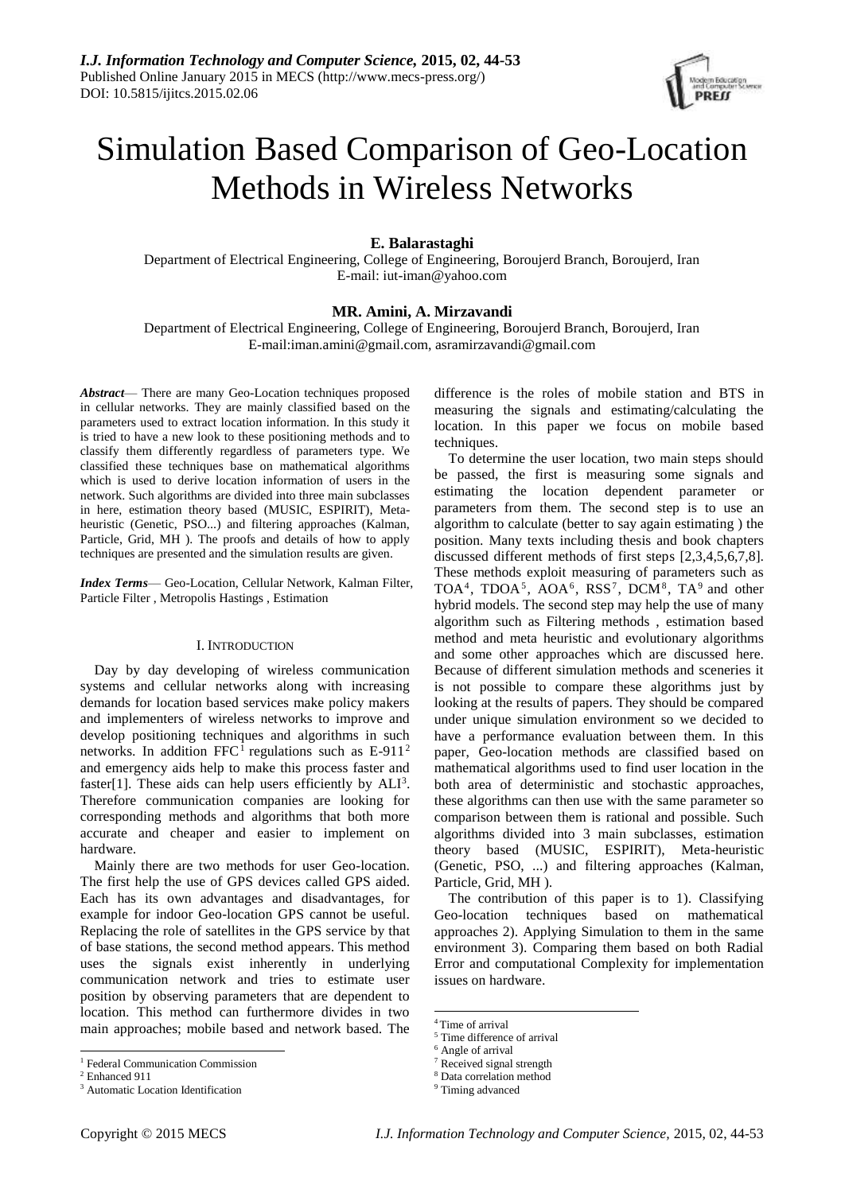# Simulation Based Comparison of Geo-Location Methods in Wireless Networks

**E. Balarastaghi**

Department of Electrical Engineering, College of Engineering, Boroujerd Branch, Boroujerd, Iran
E-mail: iut-iman@yahoo.com

**MR. Amini, A. Mirzavandi**

Department of Electrical Engineering, College of Engineering, Boroujerd Branch, Boroujerd, Iran
E-mail:iman.amini@gmail.com, asramirzavandi@gmail.com

***Abstract***— There are many Geo-Location techniques proposed in cellular networks. They are mainly classified based on the parameters used to extract location information. In this study it is tried to have a new look to these positioning methods and to classify them differently regardless of parameters type. We classified these techniques base on mathematical algorithms which is used to derive location information of users in the network. Such algorithms are divided into three main subclasses in here, estimation theory based (MUSIC, ESPIRIT), Meta-heuristic (Genetic, PSO...) and filtering approaches (Kalman, Particle, Grid, MH ). The proofs and details of how to apply techniques are presented and the simulation results are given.

***Index Terms***— Geo-Location, Cellular Network, Kalman Filter, Particle Filter , Metropolis Hastings , Estimation

## I. Introduction

Day by day developing of wireless communication systems and cellular networks along with increasing demands for location based services make policy makers and implementers of wireless networks to improve and develop positioning techniques and algorithms in such networks. In addition FFC[1] regulations such as E-911[2] and emergency aids help to make this process faster and faster[1]. These aids can help users efficiently by ALI[3]. Therefore communication companies are looking for corresponding methods and algorithms that both more accurate and cheaper and easier to implement on hardware.

Mainly there are two methods for user Geo-location. The first help the use of GPS devices called GPS aided. Each has its own advantages and disadvantages, for example for indoor Geo-location GPS cannot be useful. Replacing the role of satellites in the GPS service by that of base stations, the second method appears. This method uses the signals exist inherently in underlying communication network and tries to estimate user position by observing parameters that are dependent to location. This method can furthermore divides in two main approaches; mobile based and network based. The difference is the roles of mobile station and BTS in measuring the signals and estimating/calculating the location. In this paper we focus on mobile based techniques.

To determine the user location, two main steps should be passed, the first is measuring some signals and estimating the location dependent parameter or parameters from them. The second step is to use an algorithm to calculate (better to say again estimating ) the position. Many texts including thesis and book chapters discussed different methods of first steps [2,3,4,5,6,7,8]. These methods exploit measuring of parameters such as TOA[4], TDOA[5], AOA[6], RSS[7], DCM[8], TA[9] and other hybrid models. The second step may help the use of many algorithm such as Filtering methods , estimation based method and meta heuristic and evolutionary algorithms and some other approaches which are discussed here. Because of different simulation methods and sceneries it is not possible to compare these algorithms just by looking at the results of papers. They should be compared under unique simulation environment so we decided to have a performance evaluation between them. In this paper, Geo-location methods are classified based on mathematical algorithms used to find user location in the both area of deterministic and stochastic approaches, these algorithms can then use with the same parameter so comparison between them is rational and possible. Such algorithms divided into 3 main subclasses, estimation theory based (MUSIC, ESPIRIT), Meta-heuristic (Genetic, PSO, ...) and filtering approaches (Kalman, Particle, Grid, MH ).

The contribution of this paper is to 1). Classifying Geo-location techniques based on mathematical approaches 2). Applying Simulation to them in the same environment 3). Comparing them based on both Radial Error and computational Complexity for implementation issues on hardware.

---

[1] Federal Communication Commission
[2] Enhanced 911
[3] Automatic Location Identification
[4] Time of arrival
[5] Time difference of arrival
[6] Angle of arrival
[7] Received signal strength
[8] Data correlation method
[9] Timing advanced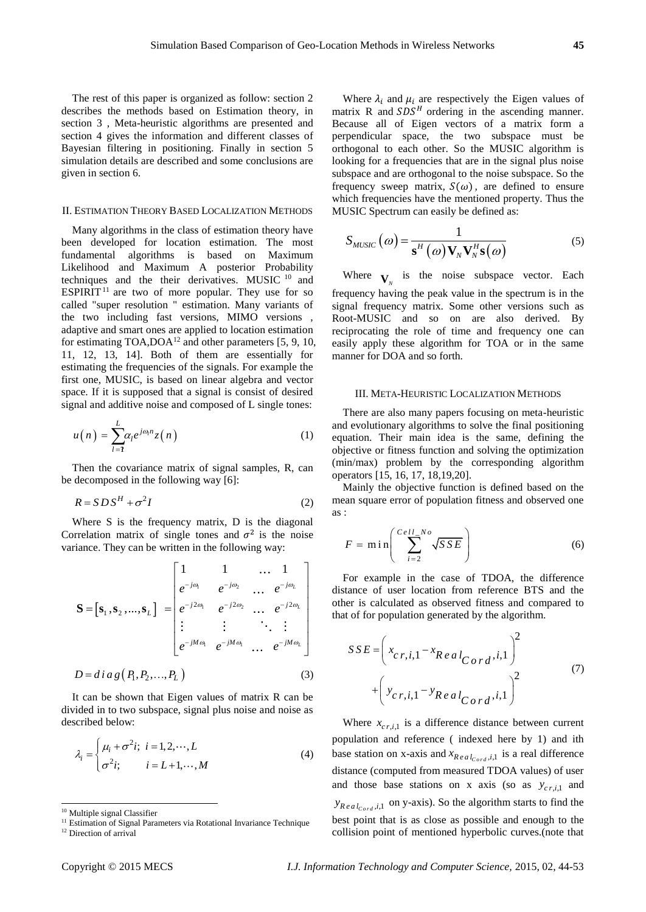The rest of this paper is organized as follow: section 2 describes the methods based on Estimation theory, in section 3 , Meta-heuristic algorithms are presented and section 4 gives the information and different classes of Bayesian filtering in positioning. Finally in section 5 simulation details are described and some conclusions are given in section 6.

## II. Estimation Theory Based Localization Methods

Many algorithms in the class of estimation theory have been developed for location estimation. The most fundamental algorithms is based on Maximum Likelihood and Maximum A posterior Probability techniques and the their derivatives. MUSIC [10] and ESPIRIT [11] are two of more popular. They use for so called "super resolution " estimation. Many variants of the two including fast versions, MIMO versions , adaptive and smart ones are applied to location estimation for estimating TOA,DOA[12] and other parameters [5, 9, 10, 11, 12, 13, 14]. Both of them are essentially for estimating the frequencies of the signals. For example the first one, MUSIC, is based on linear algebra and vector space. If it is supposed that a signal is consist of desired signal and additive noise and composed of L single tones:

$$u(n) = \sum_{l=1}^{L} \alpha_l e^{j\omega_l n} z(n) \tag{1}$$

Then the covariance matrix of signal samples, R, can be decomposed in the following way [6]:

$$R = SDS^H + \sigma^2 I \tag{2}$$

Where S is the frequency matrix, D is the diagonal Correlation matrix of single tones and $\sigma^2$ is the noise variance. They can be written in the following way:

$$\mathbf{S} = [\mathbf{s}_1, \mathbf{s}_2, ..., \mathbf{s}_L] = \begin{bmatrix} 1 & 1 & \dots & 1 \\ e^{-j\omega_1} & e^{-j\omega_2} & \dots & e^{-j\omega_L} \\ e^{-j2\omega_1} & e^{-j2\omega_2} & \dots & e^{-j2\omega_L} \\ \vdots & \vdots & \ddots & \vdots \\ e^{-jM\omega_1} & e^{-jM\omega_1} & \dots & e^{-jM\omega_L} \end{bmatrix}$$

$$D = diag(P_1, P_2, \dots, P_L) \tag{3}$$

It can be shown that Eigen values of matrix R can be divided in to two subspace, signal plus noise and noise as described below:

$$\lambda_i = \begin{cases} \mu_i + \sigma^2 i; & i = 1, 2, \cdots, L \\ \sigma^2 i; & i = L+1, \cdots, M \end{cases} \tag{4}$$

Where $\lambda_i$ and $\mu_i$ are respectively the Eigen values of matrix R and $SDS^H$ ordering in the ascending manner. Because all of Eigen vectors of a matrix form a perpendicular space, the two subspace must be orthogonal to each other. So the MUSIC algorithm is looking for a frequencies that are in the signal plus noise subspace and are orthogonal to the noise subspace. So the frequency sweep matrix, $S(\omega)$, are defined to ensure which frequencies have the mentioned property. Thus the MUSIC Spectrum can easily be defined as:

$$S_{MUSIC}(\omega) = \frac{1}{\mathbf{s}^H(\omega)\mathbf{V}_N\mathbf{V}_N^H\mathbf{s}(\omega)} \tag{5}$$

Where $\mathbf{V}_N$ is the noise subspace vector. Each frequency having the peak value in the spectrum is in the signal frequency matrix. Some other versions such as Root-MUSIC and so on are also derived. By reciprocating the role of time and frequency one can easily apply these algorithm for TOA or in the same manner for DOA and so forth.

## III. Meta-Heuristic Localization Methods

There are also many papers focusing on meta-heuristic and evolutionary algorithms to solve the final positioning equation. Their main idea is the same, defining the objective or fitness function and solving the optimization (min/max) problem by the corresponding algorithm operators [15, 16, 17, 18,19,20].

Mainly the objective function is defined based on the mean square error of population fitness and observed one as :

$$F = \min\left(\sum_{i=2}^{Cell\_No} \sqrt{SSE}\right) \tag{6}$$

For example in the case of TDOA, the difference distance of user location from reference BTS and the other is calculated as observed fitness and compared to that of for population generated by the algorithm.

$$SSE = \left(x_{cr,i,1} - x_{Real_{Cord},i,1}\right)^2 + \left(y_{cr,i,1} - y_{Real_{Cord},i,1}\right)^2 \tag{7}$$

Where $x_{cr,i,1}$ is a difference distance between current population and reference ( indexed here by 1) and ith base station on x-axis and $x_{Real_{Cord},i,1}$ is a real difference distance (computed from measured TDOA values) of user and those base stations on x axis (so as $y_{cr,i,1}$ and $y_{Real_{Cord},i,1}$ on y-axis). So the algorithm starts to find the best point that is as close as possible and enough to the collision point of mentioned hyperbolic curves.(note that

[10] Multiple signal Classifier

[11] Estimation of Signal Parameters via Rotational Invariance Technique

[12] Direction of arrival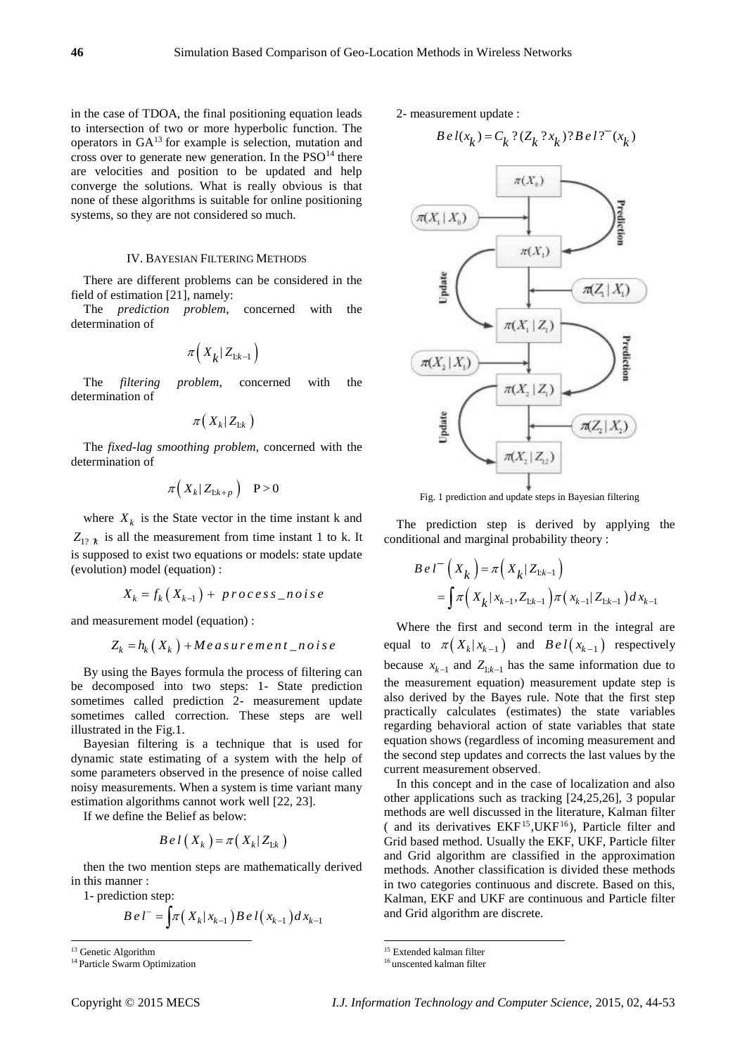in the case of TDOA, the final positioning equation leads to intersection of two or more hyperbolic function. The operators in GA[13] for example is selection, mutation and cross over to generate new generation. In the PSO[14] there are velocities and position to be updated and help converge the solutions. What is really obvious is that none of these algorithms is suitable for online positioning systems, so they are not considered so much.

## IV. BAYESIAN FILTERING METHODS

There are different problems can be considered in the field of estimation [21], namely:

The *prediction problem*, concerned with the determination of

$$\pi\left( X_k | Z_{1:k-1} \right)$$

The *filtering problem*, concerned with the determination of

$$\pi\left( X_k | Z_{1:k} \right)$$

The *fixed-lag smoothing problem*, concerned with the determination of

$$\pi\left( X_k | Z_{1:k+p} \right) \quad P > 0$$

where $X_k$ is the State vector in the time instant k and $Z_{1?k}$ is all the measurement from time instant 1 to k. It is supposed to exist two equations or models: state update (evolution) model (equation) :

$$X_k = f_k\left( X_{k-1} \right) + process\_noise$$

and measurement model (equation) :

$$Z_k = h_k\left( X_k \right) + Measurement\_noise$$

By using the Bayes formula the process of filtering can be decomposed into two steps: 1- State prediction sometimes called prediction 2- measurement update sometimes called correction. These steps are well illustrated in the Fig.1.

Bayesian filtering is a technique that is used for dynamic state estimating of a system with the help of some parameters observed in the presence of noise called noisy measurements. When a system is time variant many estimation algorithms cannot work well [22, 23].

If we define the Belief as below:

$$Bel\left( X_k \right) = \pi\left( X_k | Z_{1:k} \right)$$

then the two mention steps are mathematically derived in this manner :

1- prediction step:

$$Bel^{-} = \int \pi\left( X_k | x_{k-1} \right) Bel\left( x_{k-1} \right) dx_{k-1}$$

2- measurement update :

$$Bel(x_k) = C_k ?(Z_k ? x_k) ? Bel?^{-}(x_k)$$

Fig. 1 prediction and update steps in Bayesian filtering

The prediction step is derived by applying the conditional and marginal probability theory :

$$\begin{aligned} Bel^{-}\left( X_k \right) &= \pi\left( X_k | Z_{1:k-1} \right) \\ &= \int \pi\left( X_k | x_{k-1}, Z_{1:k-1} \right) \pi\left( x_{k-1} | Z_{1:k-1} \right) dx_{k-1} \end{aligned}$$

Where the first and second term in the integral are equal to $\pi\left( X_k | x_{k-1} \right)$ and $Bel\left( x_{k-1} \right)$ respectively because $x_{k-1}$ and $Z_{1:k-1}$ has the same information due to the measurement equation) measurement update step is also derived by the Bayes rule. Note that the first step practically calculates (estimates) the state variables regarding behavioral action of state variables that state equation shows (regardless of incoming measurement and the second step updates and corrects the last values by the current measurement observed.

In this concept and in the case of localization and also other applications such as tracking [24,25,26], 3 popular methods are well discussed in the literature, Kalman filter ( and its derivatives EKF[15],UKF[16]), Particle filter and Grid based method. Usually the EKF, UKF, Particle filter and Grid algorithm are classified in the approximation methods. Another classification is divided these methods in two categories continuous and discrete. Based on this, Kalman, EKF and UKF are continuous and Particle filter and Grid algorithm are discrete.

---

[13] Genetic Algorithm

[14] Particle Swarm Optimization

[15] Extended kalman filter

[16] unscented kalman filter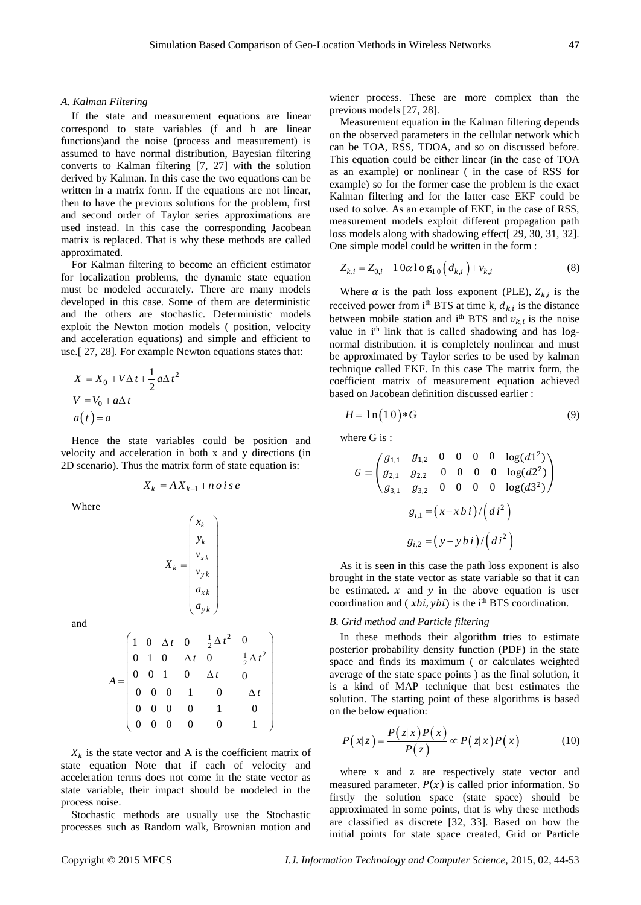### A. Kalman Filtering

If the state and measurement equations are linear correspond to state variables (f and h are linear functions)and the noise (process and measurement) is assumed to have normal distribution, Bayesian filtering converts to Kalman filtering [7, 27] with the solution derived by Kalman. In this case the two equations can be written in a matrix form. If the equations are not linear, then to have the previous solutions for the problem, first and second order of Taylor series approximations are used instead. In this case the corresponding Jacobean matrix is replaced. That is why these methods are called approximated.

For Kalman filtering to become an efficient estimator for localization problems, the dynamic state equation must be modeled accurately. There are many models developed in this case. Some of them are deterministic and the others are stochastic. Deterministic models exploit the Newton motion models ( position, velocity and acceleration equations) and simple and efficient to use.[ 27, 28]. For example Newton equations states that:

$$X = X_0 + V\Delta t + \frac{1}{2}a\Delta t^2$$
$$V = V_0 + a\Delta t$$
$$a(t) = a$$

Hence the state variables could be position and velocity and acceleration in both x and y directions (in 2D scenario). Thus the matrix form of state equation is:

$$X_k = AX_{k-1} + noise$$

Where

$$X_k = \begin{pmatrix} x_k \\ y_k \\ v_{xk} \\ v_{yk} \\ a_{xk} \\ a_{yk} \end{pmatrix}$$

and

$$A = \begin{pmatrix} 1 & 0 & \Delta t & 0 & \frac{1}{2}\Delta t^2 & 0 \\ 0 & 1 & 0 & \Delta t & 0 & \frac{1}{2}\Delta t^2 \\ 0 & 0 & 1 & 0 & \Delta t & 0 \\ 0 & 0 & 0 & 1 & 0 & \Delta t \\ 0 & 0 & 0 & 0 & 1 & 0 \\ 0 & 0 & 0 & 0 & 0 & 1 \end{pmatrix}$$

$X_k$ is the state vector and A is the coefficient matrix of state equation Note that if each of velocity and acceleration terms does not come in the state vector as state variable, their impact should be modeled in the process noise.

Stochastic methods are usually use the Stochastic processes such as Random walk, Brownian motion and wiener process. These are more complex than the previous models [27, 28].

Measurement equation in the Kalman filtering depends on the observed parameters in the cellular network which can be TOA, RSS, TDOA, and so on discussed before. This equation could be either linear (in the case of TOA as an example) or nonlinear ( in the case of RSS for example) so for the former case the problem is the exact Kalman filtering and for the latter case EKF could be used to solve. As an example of EKF, in the case of RSS, measurement models exploit different propagation path loss models along with shadowing effect[ 29, 30, 31, 32]. One simple model could be written in the form :

$$Z_{k,i} = Z_{0,i} - 10\alpha \log_{10}\left(d_{k,i}\right) + v_{k,i} \tag{8}$$

Where $\alpha$ is the path loss exponent (PLE), $Z_{k,i}$ is the received power from i[th] BTS at time k, $d_{k,i}$ is the distance between mobile station and i[th] BTS and $v_{k,i}$ is the noise value in i[th] link that is called shadowing and has log-normal distribution. it is completely nonlinear and must be approximated by Taylor series to be used by kalman technique called EKF. In this case The matrix form, the coefficient matrix of measurement equation achieved based on Jacobean definition discussed earlier :

$$H = \ln(10) * G \tag{9}$$

where G is :

$$G = \begin{pmatrix} g_{1,1} & g_{1,2} & 0 & 0 & 0 & 0 & \log(d1^2) \\ g_{2,1} & g_{2,2} & 0 & 0 & 0 & 0 & \log(d2^2) \\ g_{3,1} & g_{3,2} & 0 & 0 & 0 & 0 & \log(d3^2) \end{pmatrix}$$

$$g_{i,1} = (x - xbi)/(di^2)$$

$$g_{i,2} = (y - ybi)/(di^2)$$

As it is seen in this case the path loss exponent is also brought in the state vector as state variable so that it can be estimated. $x$ and $y$ in the above equation is user coordination and ( $xbi, ybi$) is the i[th] BTS coordination.

### B. Grid method and Particle filtering

In these methods their algorithm tries to estimate posterior probability density function (PDF) in the state space and finds its maximum ( or calculates weighted average of the state space points ) as the final solution, it is a kind of MAP technique that best estimates the solution. The starting point of these algorithms is based on the below equation:

$$P(x|z) = \frac{P(z|x)P(x)}{P(z)} \propto P(z|x)P(x) \tag{10}$$

where x and z are respectively state vector and measured parameter. $P(x)$ is called prior information. So firstly the solution space (state space) should be approximated in some points, that is why these methods are classified as discrete [32, 33]. Based on how the initial points for state space created, Grid or Particle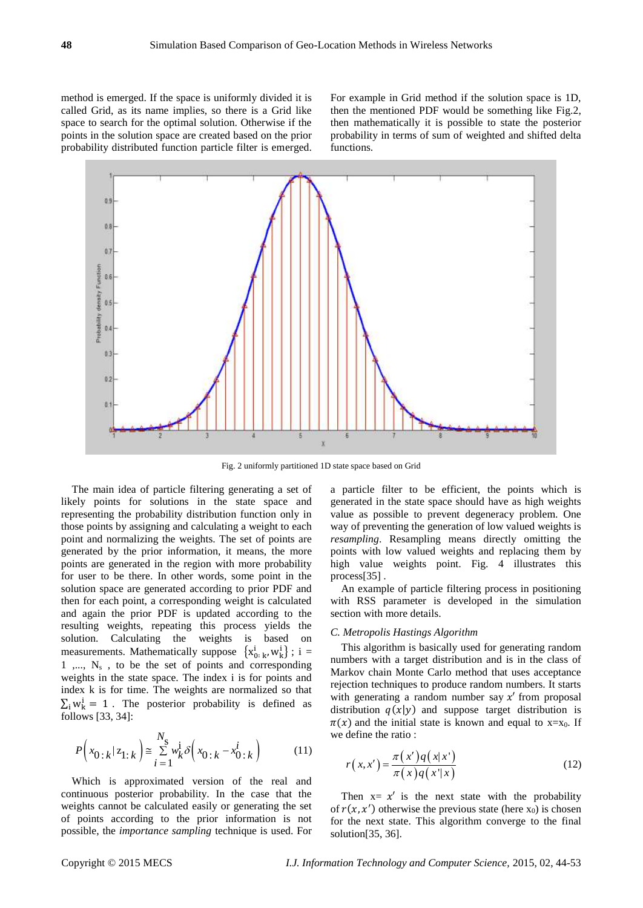method is emerged. If the space is uniformly divided it is called Grid, as its name implies, so there is a Grid like space to search for the optimal solution. Otherwise if the points in the solution space are created based on the prior probability distributed function particle filter is emerged.

For example in Grid method if the solution space is 1D, then the mentioned PDF would be something like Fig.2, then mathematically it is possible to state the posterior probability in terms of sum of weighted and shifted delta functions.

Fig. 2 uniformly partitioned 1D state space based on Grid

The main idea of particle filtering generating a set of likely points for solutions in the state space and representing the probability distribution function only in those points by assigning and calculating a weight to each point and normalizing the weights. The set of points are generated by the prior information, it means, the more points are generated in the region with more probability for user to be there. In other words, some point in the solution space are generated according to prior PDF and then for each point, a corresponding weight is calculated and again the prior PDF is updated according to the resulting weights, repeating this process yields the solution. Calculating the weights is based on measurements. Mathematically suppose $\{x^i_{0:k}, w^i_k\}$ ; i = 1 ,..., $N_s$ , to be the set of points and corresponding weights in the state space. The index i is for points and index k is for time. The weights are normalized so that $\sum_i w^i_k = 1$ . The posterior probability is defined as follows [33, 34]:

$$P\left(x_{0:k} | z_{1:k}\right) \cong \sum_{i=1}^{N_S} w_k^i \delta\left(x_{0:k} - x_{0:k}^i\right) \tag{11}$$

Which is approximated version of the real and continuous posterior probability. In the case that the weights cannot be calculated easily or generating the set of points according to the prior information is not possible, the *importance sampling* technique is used. For a particle filter to be efficient, the points which is generated in the state space should have as high weights value as possible to prevent degeneracy problem. One way of preventing the generation of low valued weights is *resampling*. Resampling means directly omitting the points with low valued weights and replacing them by high value weights point. Fig. 4 illustrates this process[35] .

An example of particle filtering process in positioning with RSS parameter is developed in the simulation section with more details.

### *C. Metropolis Hastings Algorithm*

This algorithm is basically used for generating random numbers with a target distribution and is in the class of Markov chain Monte Carlo method that uses acceptance rejection techniques to produce random numbers. It starts with generating a random number say $x'$ from proposal distribution $q(x|y)$ and suppose target distribution is $\pi(x)$ and the initial state is known and equal to $x=x_0$. If we define the ratio :

$$r\left(x, x'\right) = \frac{\pi\left(x'\right) q\left(x | x'\right)}{\pi\left(x\right) q\left(x' | x\right)} \tag{12}$$

Then $x = x'$ is the next state with the probability of $r(x, x')$ otherwise the previous state (here $x_0$) is chosen for the next state. This algorithm converge to the final solution[35, 36].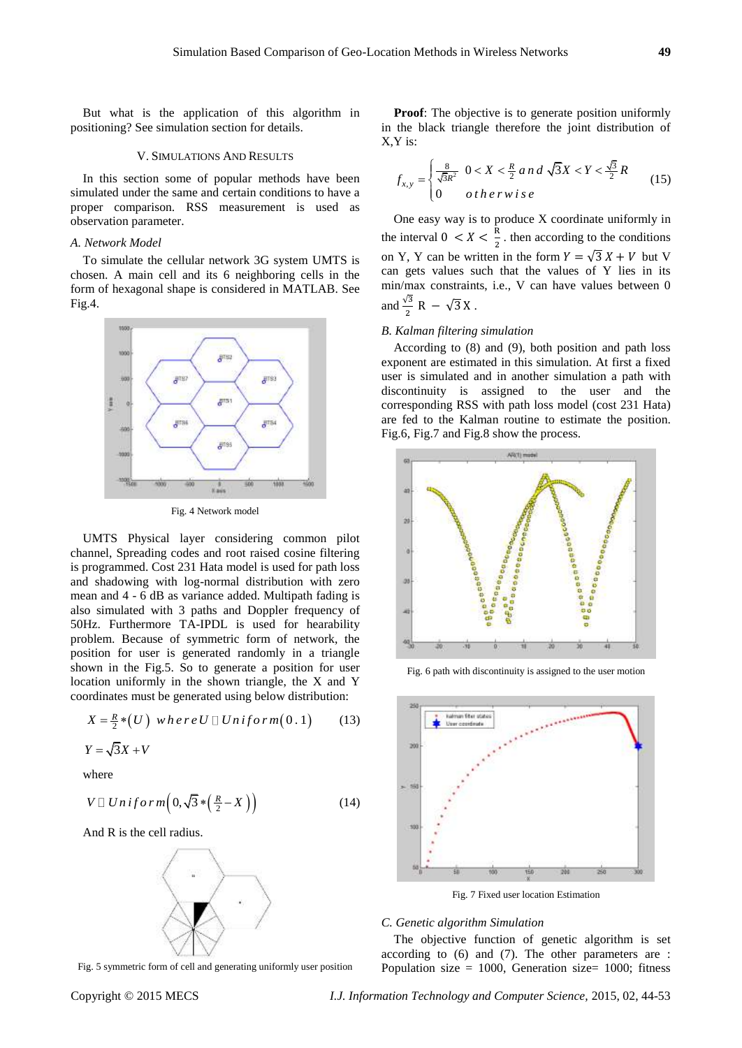But what is the application of this algorithm in positioning? See simulation section for details.

## V. Simulations And Results

In this section some of popular methods have been simulated under the same and certain conditions to have a proper comparison. RSS measurement is used as observation parameter.

### A. Network Model

To simulate the cellular network 3G system UMTS is chosen. A main cell and its 6 neighboring cells in the form of hexagonal shape is considered in MATLAB. See Fig.4.

Fig. 4 Network model

UMTS Physical layer considering common pilot channel, Spreading codes and root raised cosine filtering is programmed. Cost 231 Hata model is used for path loss and shadowing with log-normal distribution with zero mean and 4 - 6 dB as variance added. Multipath fading is also simulated with 3 paths and Doppler frequency of 50Hz. Furthermore TA-IPDL is used for hearability problem. Because of symmetric form of network, the position for user is generated randomly in a triangle shown in the Fig.5. So to generate a position for user location uniformly in the shown triangle, the X and Y coordinates must be generated using below distribution:

$$X = \frac{R}{2} * (U) \quad where\, U \sim Uniform(0.1) \tag{13}$$

$$Y = \sqrt{3}X + V$$

where

$$V \sim Uniform\left(0, \sqrt{3} * \left(\frac{R}{2} - X\right)\right) \tag{14}$$

And R is the cell radius.

Fig. 5 symmetric form of cell and generating uniformly user position

**Proof**: The objective is to generate position uniformly in the black triangle therefore the joint distribution of X,Y is:

$$f_{x,y} = \begin{cases} \frac{8}{\sqrt{3}R^2} & 0 < X < \frac{R}{2} \; and \; \sqrt{3}X < Y < \frac{\sqrt{3}}{2}R \\ 0 & otherwise \end{cases} \tag{15}$$

One easy way is to produce X coordinate uniformly in the interval $0 < X < \frac{R}{2}$. then according to the conditions on Y, Y can be written in the form $Y = \sqrt{3}\,X + V$ but V can gets values such that the values of Y lies in its min/max constraints, i.e., V can have values between 0 and $\frac{\sqrt{3}}{2}$ R $- \sqrt{3}$X .

### B. Kalman filtering simulation

According to (8) and (9), both position and path loss exponent are estimated in this simulation. At first a fixed user is simulated and in another simulation a path with discontinuity is assigned to the user and the corresponding RSS with path loss model (cost 231 Hata) are fed to the Kalman routine to estimate the position. Fig.6, Fig.7 and Fig.8 show the process.

Fig. 6 path with discontinuity is assigned to the user motion

Fig. 7 Fixed user location Estimation

### C. Genetic algorithm Simulation

The objective function of genetic algorithm is set according to (6) and (7). The other parameters are : Population size = 1000, Generation size= 1000; fitness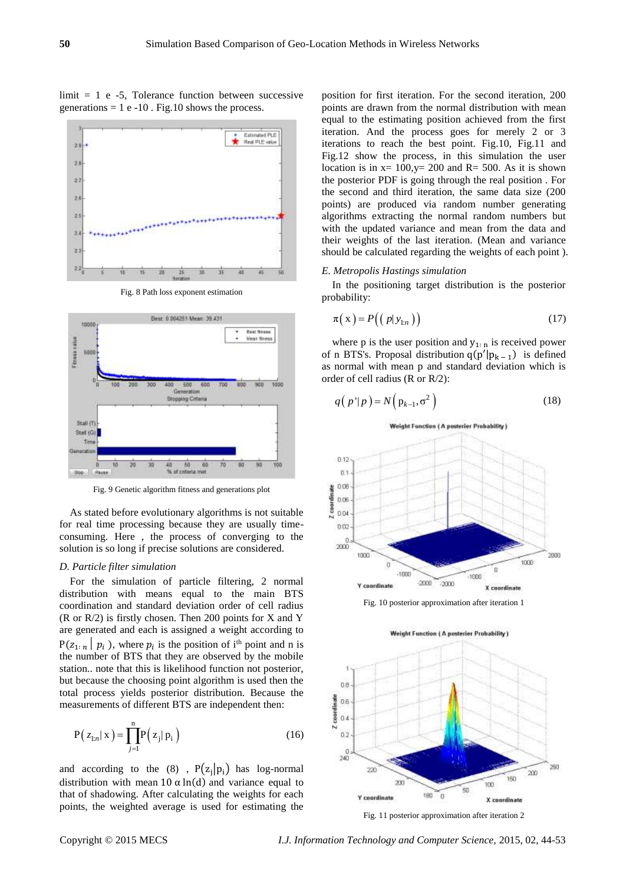limit = 1 e -5, Tolerance function between successive generations = 1 e -10 . Fig.10 shows the process.

Fig. 8 Path loss exponent estimation

Fig. 9 Genetic algorithm fitness and generations plot

As stated before evolutionary algorithms is not suitable for real time processing because they are usually time-consuming. Here , the process of converging to the solution is so long if precise solutions are considered.

*D. Particle filter simulation*

For the simulation of particle filtering, 2 normal distribution with means equal to the main BTS coordination and standard deviation order of cell radius (R or R/2) is firstly chosen. Then 200 points for X and Y are generated and each is assigned a weight according to $P(z_{1:n} \mid p_i)$, where $p_i$ is the position of i[th] point and n is the number of BTS that they are observed by the mobile station.. note that this is likelihood function not posterior, but because the choosing point algorithm is used then the total process yields posterior distribution. Because the measurements of different BTS are independent then:

$$P\left(z_{1:n} \mid x\right) = \prod_{j=1}^{n} P\left(z_j \mid p_i\right) \tag{16}$$

and according to the (8) , $P(z_j|p_i)$ has log-normal distribution with mean $10\,\alpha \ln(d)$ and variance equal to that of shadowing. After calculating the weights for each points, the weighted average is used for estimating the position for first iteration. For the second iteration, 200 points are drawn from the normal distribution with mean equal to the estimating position achieved from the first iteration. And the process goes for merely 2 or 3 iterations to reach the best point. Fig.10, Fig.11 and Fig.12 show the process, in this simulation the user location is in x= 100,y= 200 and R= 500. As it is shown the posterior PDF is going through the real position . For the second and third iteration, the same data size (200 points) are produced via random number generating algorithms extracting the normal random numbers but with the updated variance and mean from the data and their weights of the last iteration. (Mean and variance should be calculated regarding the weights of each point ).

*E. Metropolis Hastings simulation*

In the positioning target distribution is the posterior probability:

$$\pi\left(x\right) = P\left(\left(p \mid y_{1:n}\right)\right) \tag{17}$$

where p is the user position and $y_{1:n}$ is received power of n BTS's. Proposal distribution $q(p' \mid p_{k-1})$ is defined as normal with mean p and standard deviation which is order of cell radius (R or R/2):

$$q\left(p' \mid p\right) = N\left(p_{k-1}, \sigma^2\right) \tag{18}$$

Fig. 10 posterior approximation after iteration 1

Fig. 11 posterior approximation after iteration 2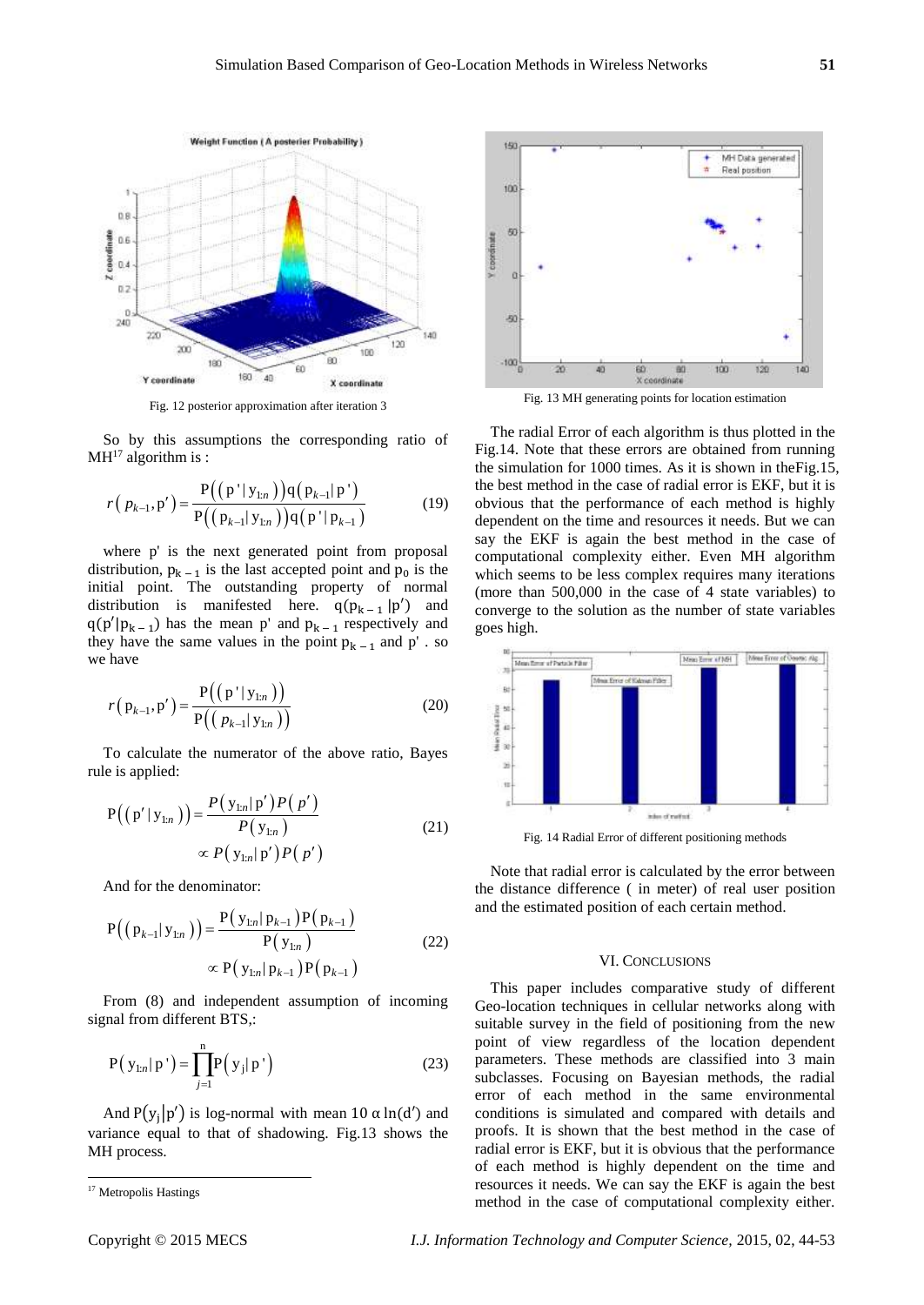Fig. 12 posterior approximation after iteration 3

So by this assumptions the corresponding ratio of MH[17] algorithm is :

$$r\left(p_{k-1}, \mathrm{p}'\right)=\frac{\mathrm{P}\left(\left(\mathrm{p}' \mid \mathrm{y}_{1:n}\right)\right) \mathrm{q}\left(\mathrm{p}_{k-1} \mid \mathrm{p}'\right)}{\mathrm{P}\left(\left(\mathrm{p}_{k-1} \mid \mathrm{y}_{1:n}\right)\right) \mathrm{q}\left(\mathrm{p}' \mid \mathrm{p}_{k-1}\right)} \tag{19}$$

where p' is the next generated point from proposal distribution, $\mathrm{p}_{k-1}$ is the last accepted point and $\mathrm{p}_0$ is the initial point. The outstanding property of normal distribution is manifested here. $\mathrm{q}(\mathrm{p}_{k-1} \mid \mathrm{p}')$ and $\mathrm{q}(\mathrm{p}' \mid \mathrm{p}_{k-1})$ has the mean p' and $\mathrm{p}_{k-1}$ respectively and they have the same values in the point $\mathrm{p}_{k-1}$ and p' . so we have

$$r\left(\mathrm{p}_{k-1}, \mathrm{p}'\right)=\frac{\mathrm{P}\left(\left(\mathrm{p}' \mid \mathrm{y}_{1:n}\right)\right)}{\mathrm{P}\left(\left(p_{k-1} \mid \mathrm{y}_{1:n}\right)\right)} \tag{20}$$

To calculate the numerator of the above ratio, Bayes rule is applied:

$$\mathrm{P}\left(\left(\mathrm{p}' \mid \mathrm{y}_{1:n}\right)\right)=\frac{P\left(\mathrm{y}_{1:n} \mid \mathrm{p}'\right) P\left(p'\right)}{P\left(\mathrm{y}_{1:n}\right)} \propto P\left(\mathrm{y}_{1:n} \mid \mathrm{p}'\right) P\left(p'\right) \tag{21}$$

And for the denominator:

$$\mathrm{P}\left(\left(\mathrm{p}_{k-1} \mid \mathrm{y}_{1:n}\right)\right)=\frac{\mathrm{P}\left(\mathrm{y}_{1:n} \mid \mathrm{p}_{k-1}\right) \mathrm{P}\left(\mathrm{p}_{k-1}\right)}{\mathrm{P}\left(\mathrm{y}_{1:n}\right)} \propto \mathrm{P}\left(\mathrm{y}_{1:n} \mid \mathrm{p}_{k-1}\right) \mathrm{P}\left(\mathrm{p}_{k-1}\right) \tag{22}$$

From (8) and independent assumption of incoming signal from different BTS,:

$$\mathrm{P}\left(\mathrm{y}_{1:n} \mid \mathrm{p}'\right)=\prod_{j=1}^{\mathrm{n}} \mathrm{P}\left(\mathrm{y}_{\mathrm{j}} \mid \mathrm{p}'\right) \tag{23}$$

And $\mathrm{P}(\mathrm{y}_{\mathrm{j}} \mid \mathrm{p}')$ is log-normal with mean $10\,\alpha \ln(\mathrm{d}')$ and variance equal to that of shadowing. Fig.13 shows the MH process.

[17] Metropolis Hastings

Fig. 13 MH generating points for location estimation

The radial Error of each algorithm is thus plotted in the Fig.14. Note that these errors are obtained from running the simulation for 1000 times. As it is shown in theFig.15, the best method in the case of radial error is EKF, but it is obvious that the performance of each method is highly dependent on the time and resources it needs. But we can say the EKF is again the best method in the case of computational complexity either. Even MH algorithm which seems to be less complex requires many iterations (more than 500,000 in the case of 4 state variables) to converge to the solution as the number of state variables goes high.

Fig. 14 Radial Error of different positioning methods

Note that radial error is calculated by the error between the distance difference ( in meter) of real user position and the estimated position of each certain method.

## VI. Conclusions

This paper includes comparative study of different Geo-location techniques in cellular networks along with suitable survey in the field of positioning from the new point of view regardless of the location dependent parameters. These methods are classified into 3 main subclasses. Focusing on Bayesian methods, the radial error of each method in the same environmental conditions is simulated and compared with details and proofs. It is shown that the best method in the case of radial error is EKF, but it is obvious that the performance of each method is highly dependent on the time and resources it needs. We can say the EKF is again the best method in the case of computational complexity either.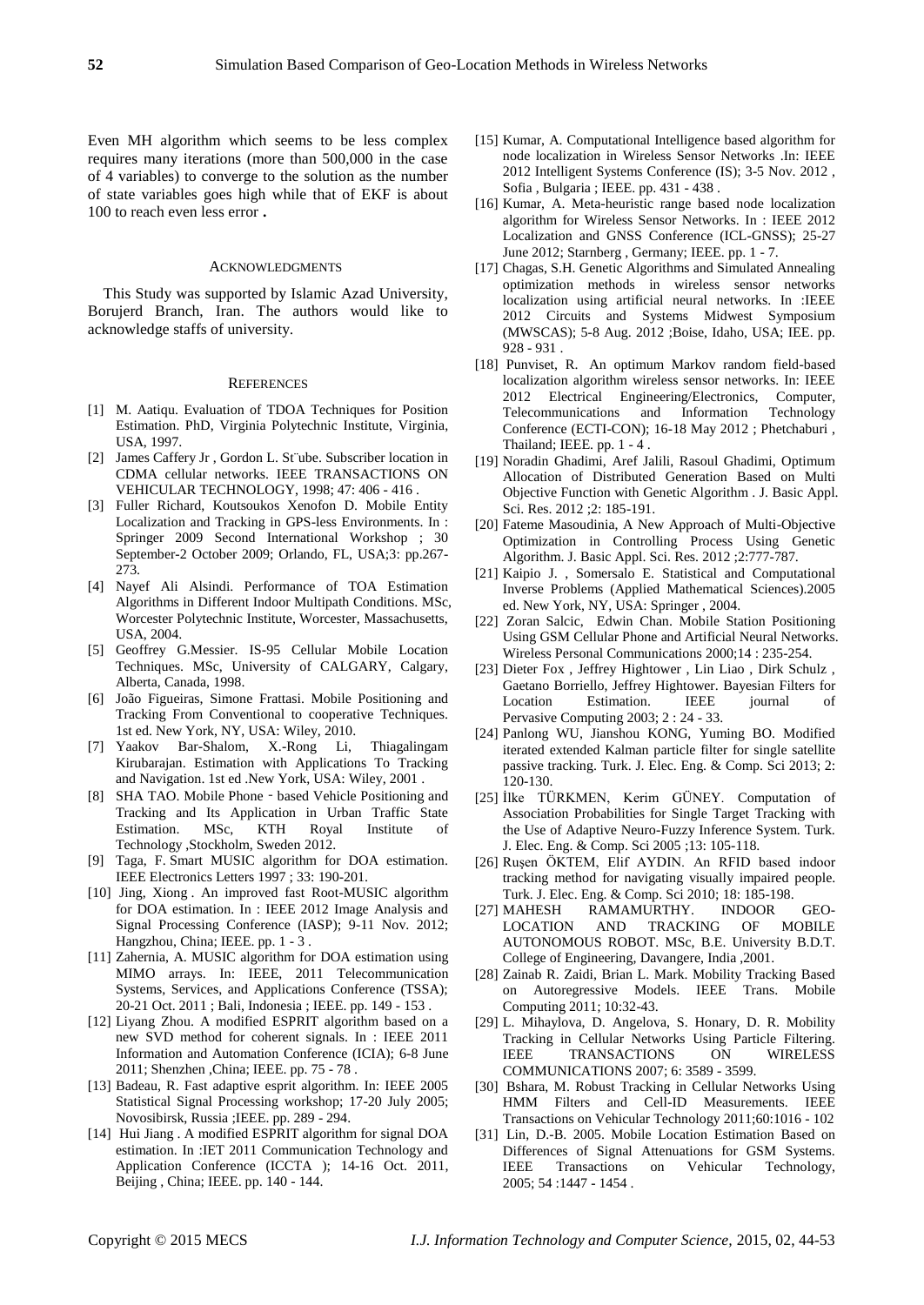Even MH algorithm which seems to be less complex requires many iterations (more than 500,000 in the case of 4 variables) to converge to the solution as the number of state variables goes high while that of EKF is about 100 to reach even less error **.**

### ACKNOWLEDGMENTS

This Study was supported by Islamic Azad University, Borujerd Branch, Iran. The authors would like to acknowledge staffs of university.

### REFERENCES

[1] M. Aatiqu. Evaluation of TDOA Techniques for Position Estimation. PhD, Virginia Polytechnic Institute, Virginia, USA, 1997.

[2] James Caffery Jr , Gordon L. St¨ube. Subscriber location in CDMA cellular networks. IEEE TRANSACTIONS ON VEHICULAR TECHNOLOGY, 1998; 47: 406 - 416 .

[3] Fuller Richard, Koutsoukos Xenofon D. Mobile Entity Localization and Tracking in GPS-less Environments. In : Springer 2009 Second International Workshop ; 30 September-2 October 2009; Orlando, FL, USA;3: pp.267-273.

[4] Nayef Ali Alsindi. Performance of TOA Estimation Algorithms in Different Indoor Multipath Conditions. MSc, Worcester Polytechnic Institute, Worcester, Massachusetts, USA, 2004.

[5] Geoffrey G.Messier. IS-95 Cellular Mobile Location Techniques. MSc, University of CALGARY, Calgary, Alberta, Canada, 1998.

[6] João Figueiras, Simone Frattasi. Mobile Positioning and Tracking From Conventional to cooperative Techniques. 1st ed. New York, NY, USA: Wiley, 2010.

[7] Yaakov Bar-Shalom, X.-Rong Li, Thiagalingam Kirubarajan. Estimation with Applications To Tracking and Navigation. 1st ed .New York, USA: Wiley, 2001 .

[8] SHA TAO. Mobile Phone‐based Vehicle Positioning and Tracking and Its Application in Urban Traffic State Estimation. MSc, KTH Royal Institute of Technology ,Stockholm, Sweden 2012.

[9] Taga, F. Smart MUSIC algorithm for DOA estimation. IEEE Electronics Letters 1997 ; 33: 190-201.

[10] Jing, Xiong . An improved fast Root-MUSIC algorithm for DOA estimation. In : IEEE 2012 Image Analysis and Signal Processing Conference (IASP); 9-11 Nov. 2012; Hangzhou, China; IEEE. pp. 1 - 3 .

[11] Zahernia, A. MUSIC algorithm for DOA estimation using MIMO arrays. In: IEEE, 2011 Telecommunication Systems, Services, and Applications Conference (TSSA); 20-21 Oct. 2011 ; Bali, Indonesia ; IEEE. pp. 149 - 153 .

[12] Liyang Zhou. A modified ESPRIT algorithm based on a new SVD method for coherent signals. In : IEEE 2011 Information and Automation Conference (ICIA); 6-8 June 2011; Shenzhen ,China; IEEE. pp. 75 - 78 .

[13] Badeau, R. Fast adaptive esprit algorithm. In: IEEE 2005 Statistical Signal Processing workshop; 17-20 July 2005; Novosibirsk, Russia ;IEEE. pp. 289 - 294.

[14] Hui Jiang . A modified ESPRIT algorithm for signal DOA estimation. In :IET 2011 Communication Technology and Application Conference (ICCTA ); 14-16 Oct. 2011, Beijing , China; IEEE. pp. 140 - 144.

[15] Kumar, A. Computational Intelligence based algorithm for node localization in Wireless Sensor Networks .In: IEEE 2012 Intelligent Systems Conference (IS); 3-5 Nov. 2012 , Sofia , Bulgaria ; IEEE. pp. 431 - 438 .

[16] Kumar, A. Meta-heuristic range based node localization algorithm for Wireless Sensor Networks. In : IEEE 2012 Localization and GNSS Conference (ICL-GNSS); 25-27 June 2012; Starnberg , Germany; IEEE. pp. 1 - 7.

[17] Chagas, S.H. Genetic Algorithms and Simulated Annealing optimization methods in wireless sensor networks localization using artificial neural networks. In :IEEE 2012 Circuits and Systems Midwest Symposium (MWSCAS); 5-8 Aug. 2012 ;Boise, Idaho, USA; IEE. pp. 928 - 931 .

[18] Punviset, R. An optimum Markov random field-based localization algorithm wireless sensor networks. In: IEEE 2012 Electrical Engineering/Electronics, Computer, Telecommunications and Information Technology Conference (ECTI-CON); 16-18 May 2012 ; Phetchaburi , Thailand; IEEE. pp. 1 - 4 .

[19] Noradin Ghadimi, Aref Jalili, Rasoul Ghadimi, Optimum Allocation of Distributed Generation Based on Multi Objective Function with Genetic Algorithm . J. Basic Appl. Sci. Res. 2012 ;2: 185-191.

[20] Fateme Masoudinia, A New Approach of Multi-Objective Optimization in Controlling Process Using Genetic Algorithm. J. Basic Appl. Sci. Res. 2012 ;2:777-787.

[21] Kaipio J. , Somersalo E. Statistical and Computational Inverse Problems (Applied Mathematical Sciences).2005 ed. New York, NY, USA: Springer , 2004.

[22] Zoran Salcic, Edwin Chan. Mobile Station Positioning Using GSM Cellular Phone and Artificial Neural Networks. Wireless Personal Communications 2000;14 : 235-254.

[23] Dieter Fox , Jeffrey Hightower , Lin Liao , Dirk Schulz , Gaetano Borriello, Jeffrey Hightower. Bayesian Filters for Location Estimation. IEEE journal of Pervasive Computing 2003; 2 : 24 - 33.

[24] Panlong WU, Jianshou KONG, Yuming BO. Modified iterated extended Kalman particle filter for single satellite passive tracking. Turk. J. Elec. Eng. & Comp. Sci 2013; 2: 120-130.

[25] İlke TÜRKMEN, Kerim GÜNEY. Computation of Association Probabilities for Single Target Tracking with the Use of Adaptive Neuro-Fuzzy Inference System. Turk. J. Elec. Eng. & Comp. Sci 2005 ;13: 105-118.

[26] Ruşen ÖKTEM, Elif AYDIN. An RFID based indoor tracking method for navigating visually impaired people. Turk. J. Elec. Eng. & Comp. Sci 2010; 18: 185-198.

[27] MAHESH RAMAMURTHY. INDOOR GEO-LOCATION AND TRACKING OF MOBILE AUTONOMOUS ROBOT. MSc, B.E. University B.D.T. College of Engineering, Davangere, India ,2001.

[28] Zainab R. Zaidi, Brian L. Mark. Mobility Tracking Based on Autoregressive Models. IEEE Trans. Mobile Computing 2011; 10:32-43.

[29] L. Mihaylova, D. Angelova, S. Honary, D. R. Mobility Tracking in Cellular Networks Using Particle Filtering. IEEE TRANSACTIONS ON WIRELESS COMMUNICATIONS 2007; 6: 3589 - 3599.

[30] Bshara, M. Robust Tracking in Cellular Networks Using HMM Filters and Cell-ID Measurements. IEEE Transactions on Vehicular Technology 2011;60:1016 - 102

[31] Lin, D.-B. 2005. Mobile Location Estimation Based on Differences of Signal Attenuations for GSM Systems. IEEE Transactions on Vehicular Technology, 2005; 54 :1447 - 1454 .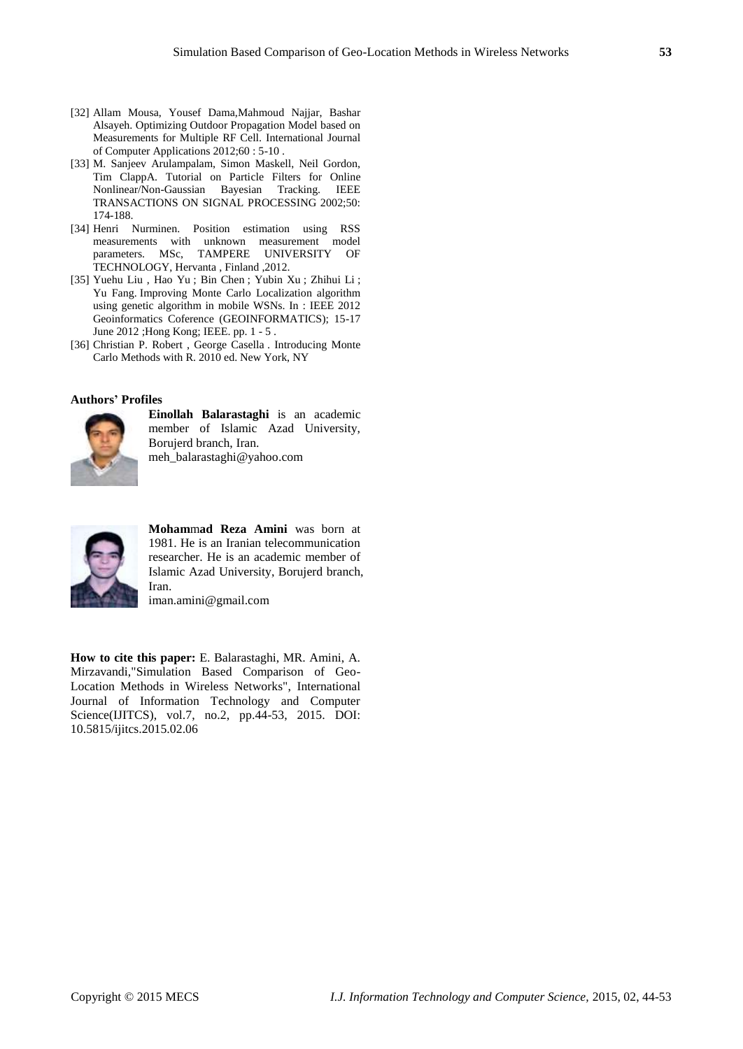[32] Allam Mousa, Yousef Dama,Mahmoud Najjar, Bashar Alsayeh. Optimizing Outdoor Propagation Model based on Measurements for Multiple RF Cell. International Journal of Computer Applications 2012;60 : 5-10 .

[33] M. Sanjeev Arulampalam, Simon Maskell, Neil Gordon, Tim ClappA. Tutorial on Particle Filters for Online Nonlinear/Non-Gaussian Bayesian Tracking. IEEE TRANSACTIONS ON SIGNAL PROCESSING 2002;50: 174-188.

[34] Henri Nurminen. Position estimation using RSS measurements with unknown measurement model parameters. MSc, TAMPERE UNIVERSITY OF TECHNOLOGY, Hervanta , Finland ,2012.

[35] Yuehu Liu , Hao Yu ; Bin Chen ; Yubin Xu ; Zhihui Li ; Yu Fang. Improving Monte Carlo Localization algorithm using genetic algorithm in mobile WSNs. In : IEEE 2012 Geoinformatics Coference (GEOINFORMATICS); 15-17 June 2012 ;Hong Kong; IEEE. pp. 1 - 5 .

[36] Christian P. Robert , George Casella . Introducing Monte Carlo Methods with R. 2010 ed. New York, NY

**Authors' Profiles**

**Einollah Balarastaghi** is an academic member of Islamic Azad University, Borujerd branch, Iran.
meh_balarastaghi@yahoo.com

**Mohammad Reza Amini** was born at 1981. He is an Iranian telecommunication researcher. He is an academic member of Islamic Azad University, Borujerd branch, Iran.
iman.amini@gmail.com

**How to cite this paper:** E. Balarastaghi, MR. Amini, A. Mirzavandi,"Simulation Based Comparison of Geo-Location Methods in Wireless Networks", International Journal of Information Technology and Computer Science(IJITCS), vol.7, no.2, pp.44-53, 2015. DOI: 10.5815/ijitcs.2015.02.06